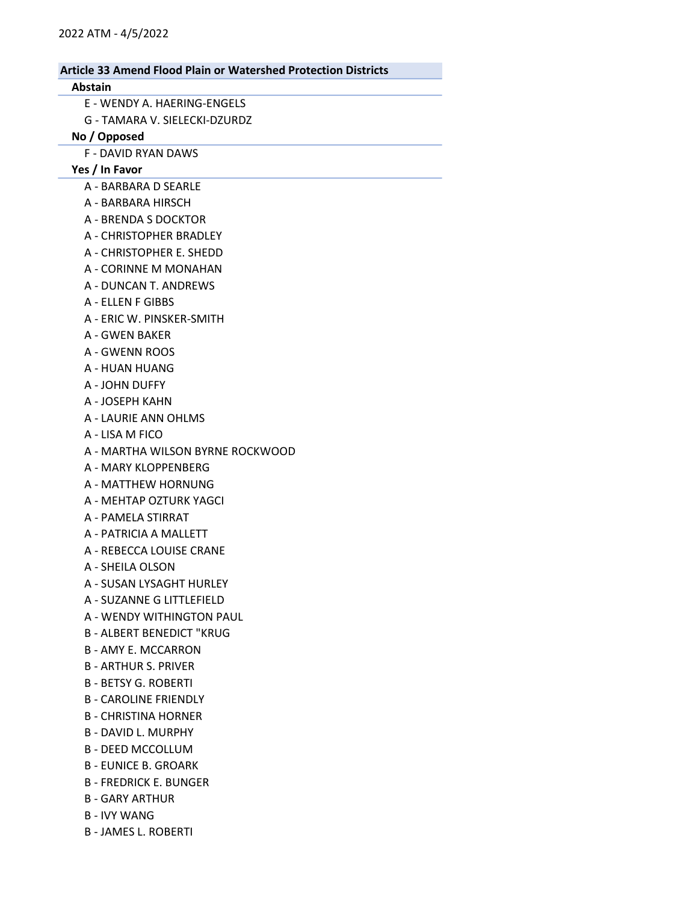2022 ATM - 4/5/2022

## Article 33 Amend Flood Plain or Watershed Protection Districts

### Abstain

- E - WENDY A. HAERING-ENGELS
- G - TAMARA V. SIELECKI-DZURDZ

### No / Opposed

- F - DAVID RYAN DAWS

### Yes / In Favor

- A - BARBARA D SEARLE
- A - BARBARA HIRSCH
- A - BRENDA S DOCKTOR
- A - CHRISTOPHER BRADLEY
- A - CHRISTOPHER E. SHEDD
- A - CORINNE M MONAHAN
- A - DUNCAN T. ANDREWS
- A - ELLEN F GIBBS
- A - ERIC W. PINSKER-SMITH
- A - GWEN BAKER
- A - GWENN ROOS
- A - HUAN HUANG
- A - JOHN DUFFY
- A - JOSEPH KAHN
- A - LAURIE ANN OHLMS
- A - LISA M FICO
- A - MARTHA WILSON BYRNE ROCKWOOD
- A - MARY KLOPPENBERG
- A - MATTHEW HORNUNG
- A - MEHTAP OZTURK YAGCI
- A - PAMELA STIRRAT
- A - PATRICIA A MALLETT
- A - REBECCA LOUISE CRANE
- A - SHEILA OLSON
- A - SUSAN LYSAGHT HURLEY
- A - SUZANNE G LITTLEFIELD
- A - WENDY WITHINGTON PAUL
- B - ALBERT BENEDICT "KRUG
- B - AMY E. MCCARRON
- B - ARTHUR S. PRIVER
- B - BETSY G. ROBERTI
- B - CAROLINE FRIENDLY
- B - CHRISTINA HORNER
- B - DAVID L. MURPHY
- B - DEED MCCOLLUM
- B - EUNICE B. GROARK
- B - FREDRICK E. BUNGER
- B - GARY ARTHUR
- B - IVY WANG
- B - JAMES L. ROBERTI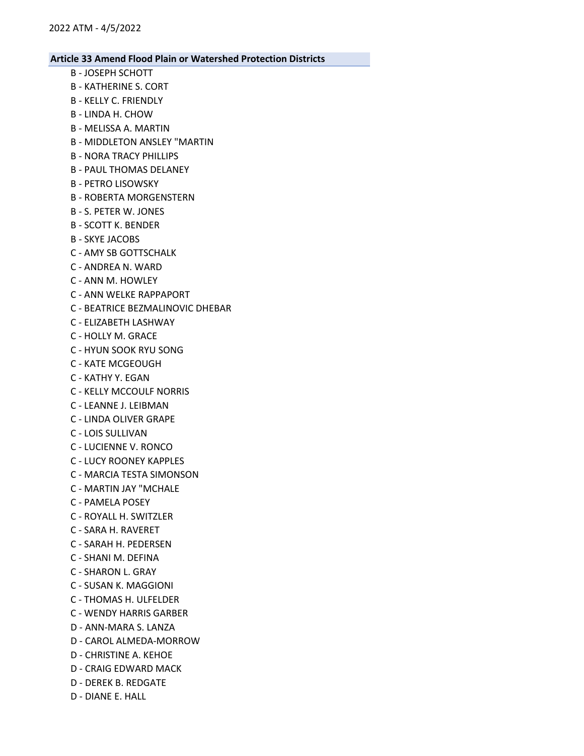## Article 33 Amend Flood Plain or Watershed Protection Districts

B - JOSEPH SCHOTT
B - KATHERINE S. CORT
B - KELLY C. FRIENDLY
B - LINDA H. CHOW
B - MELISSA A. MARTIN
B - MIDDLETON ANSLEY "MARTIN
B - NORA TRACY PHILLIPS
B - PAUL THOMAS DELANEY
B - PETRO LISOWSKY
B - ROBERTA MORGENSTERN
B - S. PETER W. JONES
B - SCOTT K. BENDER
B - SKYE JACOBS
C - AMY SB GOTTSCHALK
C - ANDREA N. WARD
C - ANN M. HOWLEY
C - ANN WELKE RAPPAPORT
C - BEATRICE BEZMALINOVIC DHEBAR
C - ELIZABETH LASHWAY
C - HOLLY M. GRACE
C - HYUN SOOK RYU SONG
C - KATE MCGEOUGH
C - KATHY Y. EGAN
C - KELLY MCCOULF NORRIS
C - LEANNE J. LEIBMAN
C - LINDA OLIVER GRAPE
C - LOIS SULLIVAN
C - LUCIENNE V. RONCO
C - LUCY ROONEY KAPPLES
C - MARCIA TESTA SIMONSON
C - MARTIN JAY "MCHALE
C - PAMELA POSEY
C - ROYALL H. SWITZLER
C - SARA H. RAVERET
C - SARAH H. PEDERSEN
C - SHANI M. DEFINA
C - SHARON L. GRAY
C - SUSAN K. MAGGIONI
C - THOMAS H. ULFELDER
C - WENDY HARRIS GARBER
D - ANN-MARA S. LANZA
D - CAROL ALMEDA-MORROW
D - CHRISTINE A. KEHOE
D - CRAIG EDWARD MACK
D - DEREK B. REDGATE
D - DIANE E. HALL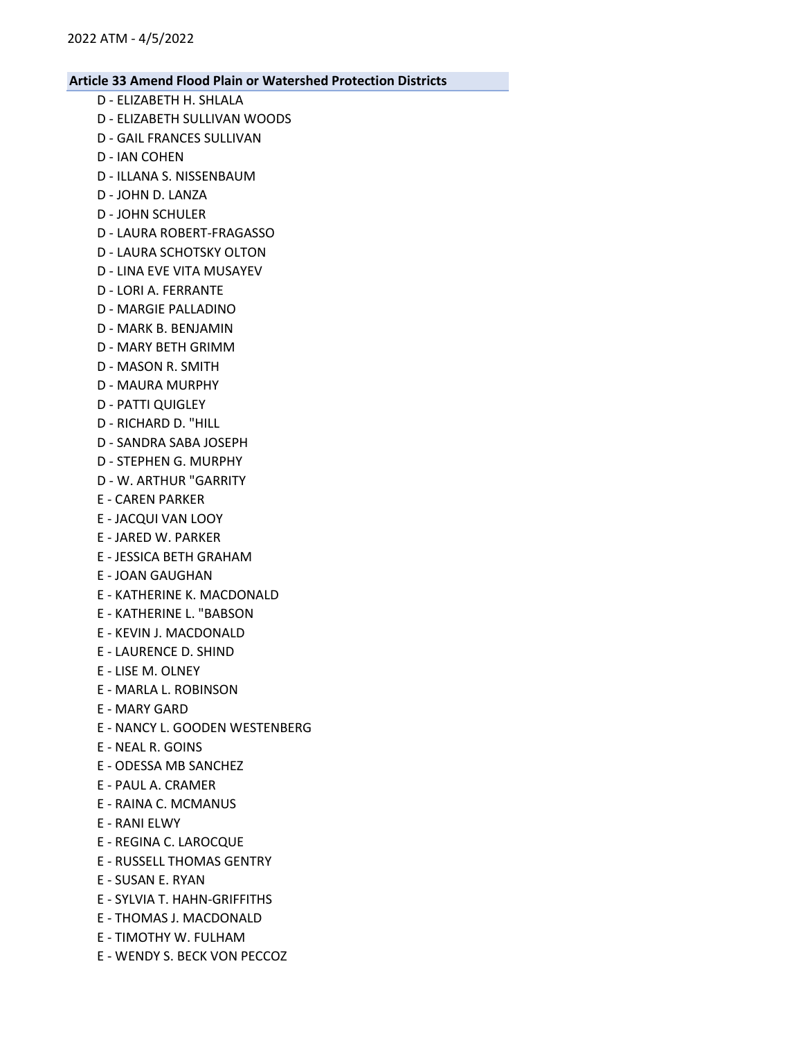**Article 33 Amend Flood Plain or Watershed Protection Districts**

D - ELIZABETH H. SHLALA
D - ELIZABETH SULLIVAN WOODS
D - GAIL FRANCES SULLIVAN
D - IAN COHEN
D - ILLANA S. NISSENBAUM
D - JOHN D. LANZA
D - JOHN SCHULER
D - LAURA ROBERT-FRAGASSO
D - LAURA SCHOTSKY OLTON
D - LINA EVE VITA MUSAYEV
D - LORI A. FERRANTE
D - MARGIE PALLADINO
D - MARK B. BENJAMIN
D - MARY BETH GRIMM
D - MASON R. SMITH
D - MAURA MURPHY
D - PATTI QUIGLEY
D - RICHARD D. "HILL
D - SANDRA SABA JOSEPH
D - STEPHEN G. MURPHY
D - W. ARTHUR "GARRITY
E - CAREN PARKER
E - JACQUI VAN LOOY
E - JARED W. PARKER
E - JESSICA BETH GRAHAM
E - JOAN GAUGHAN
E - KATHERINE K. MACDONALD
E - KATHERINE L. "BABSON
E - KEVIN J. MACDONALD
E - LAURENCE D. SHIND
E - LISE M. OLNEY
E - MARLA L. ROBINSON
E - MARY GARD
E - NANCY L. GOODEN WESTENBERG
E - NEAL R. GOINS
E - ODESSA MB SANCHEZ
E - PAUL A. CRAMER
E - RAINA C. MCMANUS
E - RANI ELWY
E - REGINA C. LAROCQUE
E - RUSSELL THOMAS GENTRY
E - SUSAN E. RYAN
E - SYLVIA T. HAHN-GRIFFITHS
E - THOMAS J. MACDONALD
E - TIMOTHY W. FULHAM
E - WENDY S. BECK VON PECCOZ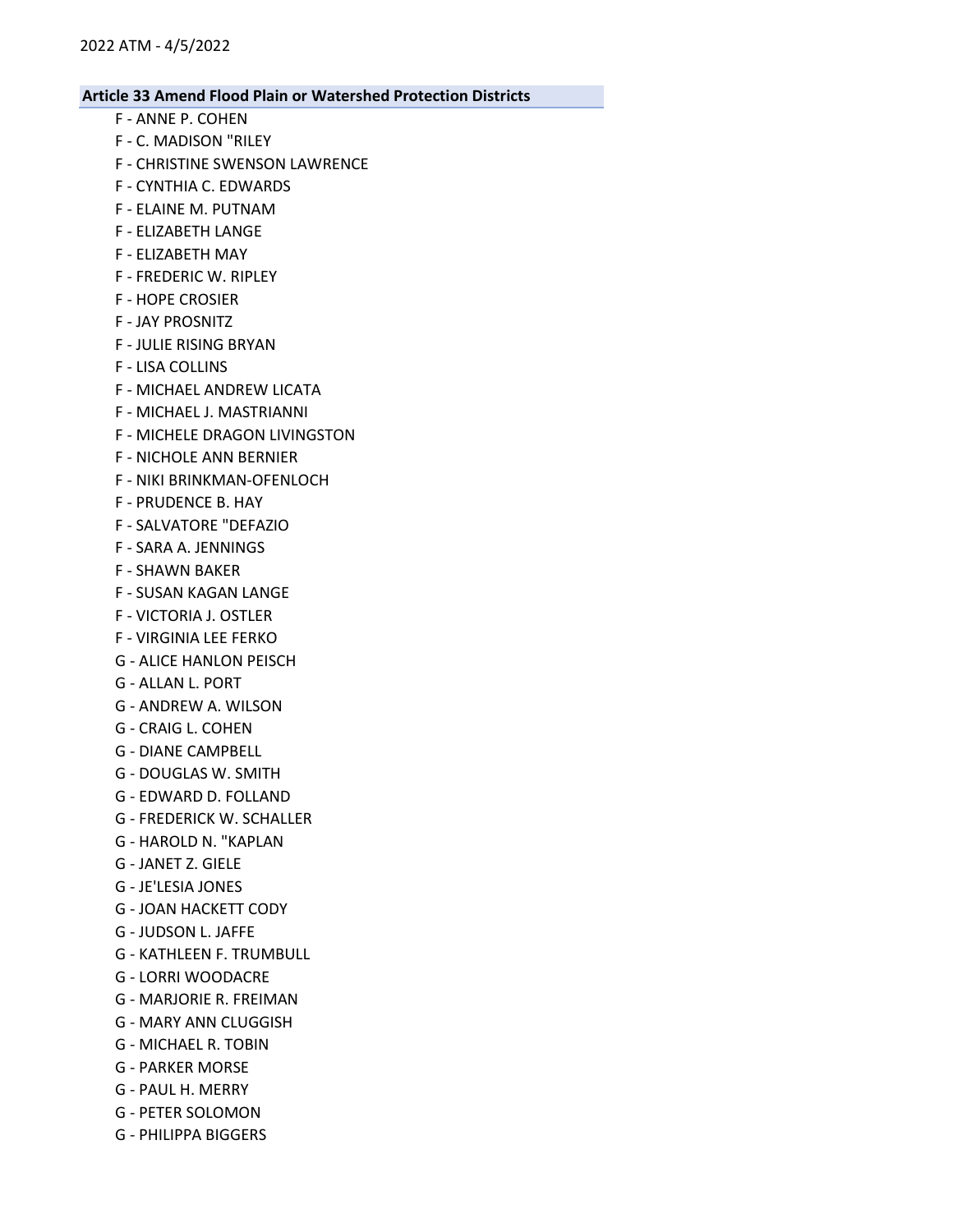### Article 33 Amend Flood Plain or Watershed Protection Districts

F - ANNE P. COHEN
F - C. MADISON "RILEY
F - CHRISTINE SWENSON LAWRENCE
F - CYNTHIA C. EDWARDS
F - ELAINE M. PUTNAM
F - ELIZABETH LANGE
F - ELIZABETH MAY
F - FREDERIC W. RIPLEY
F - HOPE CROSIER
F - JAY PROSNITZ
F - JULIE RISING BRYAN
F - LISA COLLINS
F - MICHAEL ANDREW LICATA
F - MICHAEL J. MASTRIANNI
F - MICHELE DRAGON LIVINGSTON
F - NICHOLE ANN BERNIER
F - NIKI BRINKMAN-OFENLOCH
F - PRUDENCE B. HAY
F - SALVATORE "DEFAZIO
F - SARA A. JENNINGS
F - SHAWN BAKER
F - SUSAN KAGAN LANGE
F - VICTORIA J. OSTLER
F - VIRGINIA LEE FERKO
G - ALICE HANLON PEISCH
G - ALLAN L. PORT
G - ANDREW A. WILSON
G - CRAIG L. COHEN
G - DIANE CAMPBELL
G - DOUGLAS W. SMITH
G - EDWARD D. FOLLAND
G - FREDERICK W. SCHALLER
G - HAROLD N. "KAPLAN
G - JANET Z. GIELE
G - JE'LESIA JONES
G - JOAN HACKETT CODY
G - JUDSON L. JAFFE
G - KATHLEEN F. TRUMBULL
G - LORRI WOODACRE
G - MARJORIE R. FREIMAN
G - MARY ANN CLUGGISH
G - MICHAEL R. TOBIN
G - PARKER MORSE
G - PAUL H. MERRY
G - PETER SOLOMON
G - PHILIPPA BIGGERS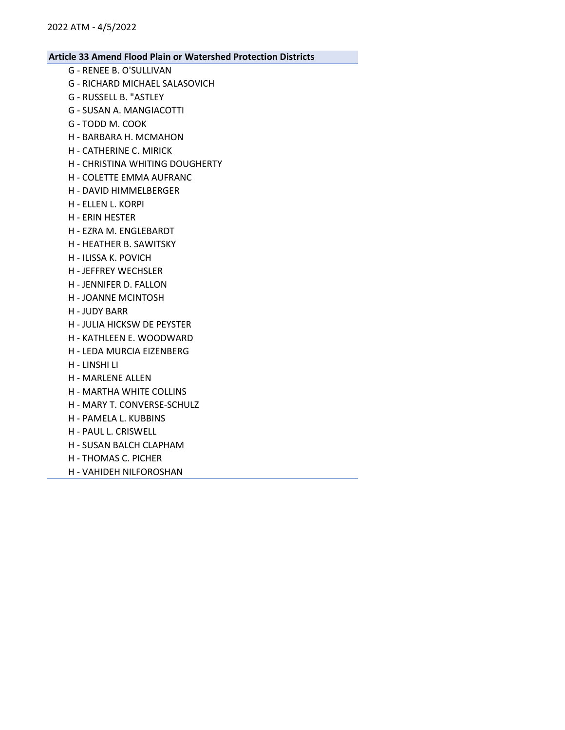**Article 33 Amend Flood Plain or Watershed Protection Districts**

G - RENEE B. O'SULLIVAN
G - RICHARD MICHAEL SALASOVICH
G - RUSSELL B. "ASTLEY
G - SUSAN A. MANGIACOTTI
G - TODD M. COOK
H - BARBARA H. MCMAHON
H - CATHERINE C. MIRICK
H - CHRISTINA WHITING DOUGHERTY
H - COLETTE EMMA AUFRANC
H - DAVID HIMMELBERGER
H - ELLEN L. KORPI
H - ERIN HESTER
H - EZRA M. ENGLEBARDT
H - HEATHER B. SAWITSKY
H - ILISSA K. POVICH
H - JEFFREY WECHSLER
H - JENNIFER D. FALLON
H - JOANNE MCINTOSH
H - JUDY BARR
H - JULIA HICKSW DE PEYSTER
H - KATHLEEN E. WOODWARD
H - LEDA MURCIA EIZENBERG
H - LINSHI LI
H - MARLENE ALLEN
H - MARTHA WHITE COLLINS
H - MARY T. CONVERSE-SCHULZ
H - PAMELA L. KUBBINS
H - PAUL L. CRISWELL
H - SUSAN BALCH CLAPHAM
H - THOMAS C. PICHER
H - VAHIDEH NILFOROSHAN